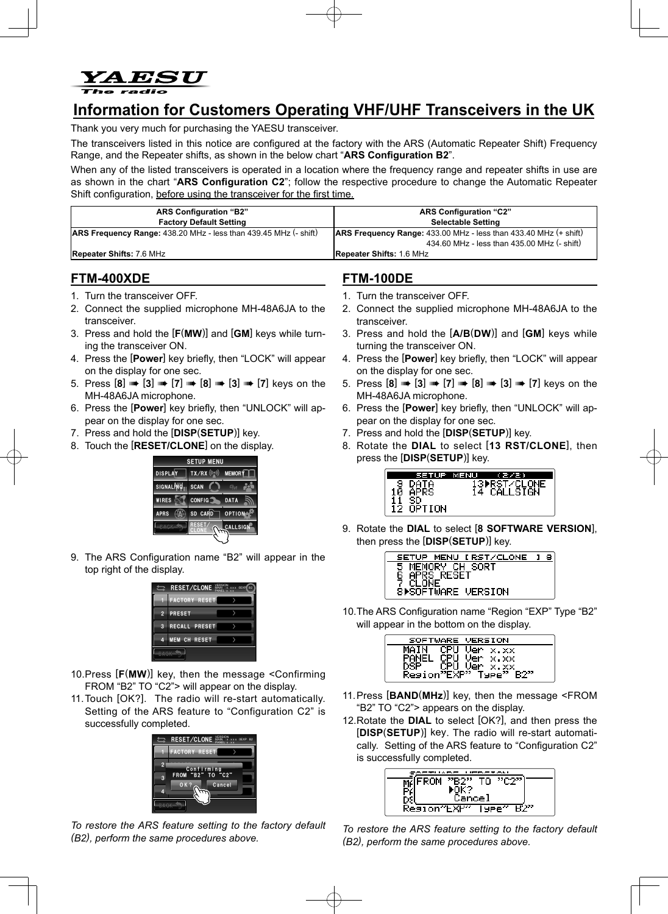**YAESU**
The radio

# Information for Customers Operating VHF/UHF Transceivers in the UK

Thank you very much for purchasing the YAESU transceiver.

The transceivers listed in this notice are configured at the factory with the ARS (Automatic Repeater Shift) Frequency Range, and the Repeater shifts, as shown in the below chart "**ARS Configuration B2**".

When any of the listed transceivers is operated in a location where the frequency range and repeater shifts in use are as shown in the chart "**ARS Configuration C2**"; follow the respective procedure to change the Automatic Repeater Shift configuration, <u>before using the transceiver for the first time.</u>

| ARS Configuration "B2"<br>Factory Default Setting | ARS Configuration "C2"<br>Selectable Setting |
|---|---|
| **ARS Frequency Range:** 438.20 MHz - less than 439.45 MHz (- shift) | **ARS Frequency Range:** 433.00 MHz - less than 433.40 MHz (+ shift)<br>434.60 MHz - less than 435.00 MHz (- shift) |
| **Repeater Shifts:** 7.6 MHz | **Repeater Shifts:** 1.6 MHz |

## FTM-400XDE

1. Turn the transceiver OFF.
2. Connect the supplied microphone MH-48A6JA to the transceiver.
3. Press and hold the [**F**(**MW**)] and [**GM**] keys while turning the transceiver ON.
4. Press the [**Power**] key briefly, then "LOCK" will appear on the display for one sec.
5. Press [**8**] ➠ [**3**] ➠ [**7**] ➠ [**8**] ➠ [**3**] ➠ [**7**] keys on the MH-48A6JA microphone.
6. Press the [**Power**] key briefly, then "UNLOCK" will appear on the display for one sec.
7. Press and hold the [**DISP**(**SETUP**)] key.
8. Touch the [**RESET/CLONE**] on the display.
9. The ARS Configuration name "B2" will appear in the top right of the display.
10. Press [**F**(**MW**)] key, then the message <Confirming FROM "B2" TO "C2"> will appear on the display.
11. Touch [OK?]. The radio will re-start automatically. Setting of the ARS feature to "Configuration C2" is successfully completed.

*To restore the ARS feature setting to the factory default (B2), perform the same procedures above.*

## FTM-100DE

1. Turn the transceiver OFF.
2. Connect the supplied microphone MH-48A6JA to the transceiver.
3. Press and hold the [**A/B**(**DW**)] and [**GM**] keys while turning the transceiver ON.
4. Press the [**Power**] key briefly, then "LOCK" will appear on the display for one sec.
5. Press [**8**] ➠ [**3**] ➠ [**7**] ➠ [**8**] ➠ [**3**] ➠ [**7**] keys on the MH-48A6JA microphone.
6. Press the [**Power**] key briefly, then "UNLOCK" will appear on the display for one sec.
7. Press and hold the [**DISP**(**SETUP**)] key.
8. Rotate the **DIAL** to select [**13 RST/CLONE**], then press the [**DISP**(**SETUP**)] key.
9. Rotate the **DIAL** to select [**8 SOFTWARE VERSION**], then press the [**DISP**(**SETUP**)] key.
10. The ARS Configuration name "Region "EXP" Type "B2" will appear in the bottom on the display.
11. Press [**BAND**(**MHz**)] key, then the message <FROM "B2" TO "C2"> appears on the display.
12. Rotate the **DIAL** to select [OK?], and then press the [**DISP**(**SETUP**)] key. The radio will re-start automatically. Setting of the ARS feature to "Configuration C2" is successfully completed.

*To restore the ARS feature setting to the factory default (B2), perform the same procedures above.*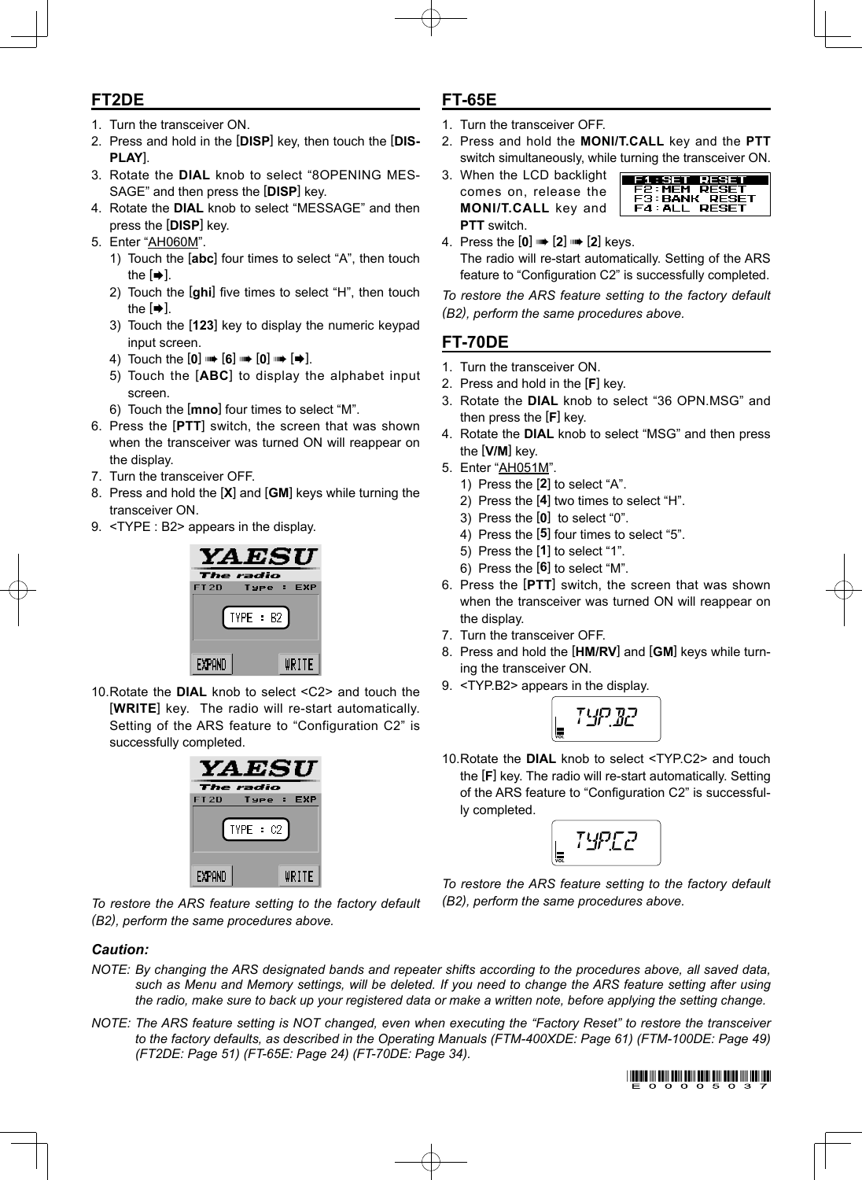## FT2DE

1. Turn the transceiver ON.
2. Press and hold in the [**DISP**] key, then touch the [**DISPLAY**].
3. Rotate the **DIAL** knob to select "8OPENING MESSAGE" and then press the [**DISP**] key.
4. Rotate the **DIAL** knob to select "MESSAGE" and then press the [**DISP**] key.
5. Enter "AH060M".
   1) Touch the [**abc**] four times to select "A", then touch the [➡].
   2) Touch the [**ghi**] five times to select "H", then touch the [➡].
   3) Touch the [**123**] key to display the numeric keypad input screen.
   4) Touch the [**0**] ➠ [**6**] ➠ [**0**] ➠ [➡].
   5) Touch the [**ABC**] to display the alphabet input screen.
   6) Touch the [**mno**] four times to select "M".
6. Press the [**PTT**] switch, the screen that was shown when the transceiver was turned ON will reappear on the display.
7. Turn the transceiver OFF.
8. Press and hold the [**X**] and [**GM**] keys while turning the transceiver ON.
9. <TYPE : B2> appears in the display.

YAESU
The radio
FT2D Type : EXP
TYPE : B2
EXPAND WRITE

10. Rotate the **DIAL** knob to select <C2> and touch the [**WRITE**] key. The radio will re-start automatically. Setting of the ARS feature to "Configuration C2" is successfully completed.

YAESU
The radio
FT2D Type : EXP
TYPE : C2
EXPAND WRITE

*To restore the ARS feature setting to the factory default (B2), perform the same procedures above.*

## FT-65E

1. Turn the transceiver OFF.
2. Press and hold the **MONI/T.CALL** key and the **PTT** switch simultaneously, while turning the transceiver ON.
3. When the LCD backlight comes on, release the **MONI/T.CALL** key and **PTT** switch.

F1:SET RESET
F2:MEM RESET
F3:BANK RESET
F4:ALL RESET

4. Press the [**0**] ➠ [**2**] ➠ [**2**] keys.
   The radio will re-start automatically. Setting of the ARS feature to "Configuration C2" is successfully completed.

*To restore the ARS feature setting to the factory default (B2), perform the same procedures above.*

## FT-70DE

1. Turn the transceiver ON.
2. Press and hold in the [**F**] key.
3. Rotate the **DIAL** knob to select "36 OPN.MSG" and then press the [**F**] key.
4. Rotate the **DIAL** knob to select "MSG" and then press the [**V/M**] key.
5. Enter "AH051M".
   1) Press the [**2**] to select "A".
   2) Press the [**4**] two times to select "H".
   3) Press the [**0**] to select "0".
   4) Press the [**5**] four times to select "5".
   5) Press the [**1**] to select "1".
   6) Press the [**6**] to select "M".
6. Press the [**PTT**] switch, the screen that was shown when the transceiver was turned ON will reappear on the display.
7. Turn the transceiver OFF.
8. Press and hold the [**HM/RV**] and [**GM**] keys while turning the transceiver ON.
9. <TYP.B2> appears in the display.

TYP.B2

10. Rotate the **DIAL** knob to select <TYP.C2> and touch the [**F**] key. The radio will re-start automatically. Setting of the ARS feature to "Configuration C2" is successfully completed.

TYP.C2

*To restore the ARS feature setting to the factory default (B2), perform the same procedures above.*

***Caution:***

*NOTE: By changing the ARS designated bands and repeater shifts according to the procedures above, all saved data, such as Menu and Memory settings, will be deleted. If you need to change the ARS feature setting after using the radio, make sure to back up your registered data or make a written note, before applying the setting change.*

*NOTE: The ARS feature setting is NOT changed, even when executing the "Factory Reset" to restore the transceiver to the factory defaults, as described in the Operating Manuals (FTM-400XDE: Page 61) (FTM-100DE: Page 49) (FT2DE: Page 51) (FT-65E: Page 24) (FT-70DE: Page 34).*

E00005037